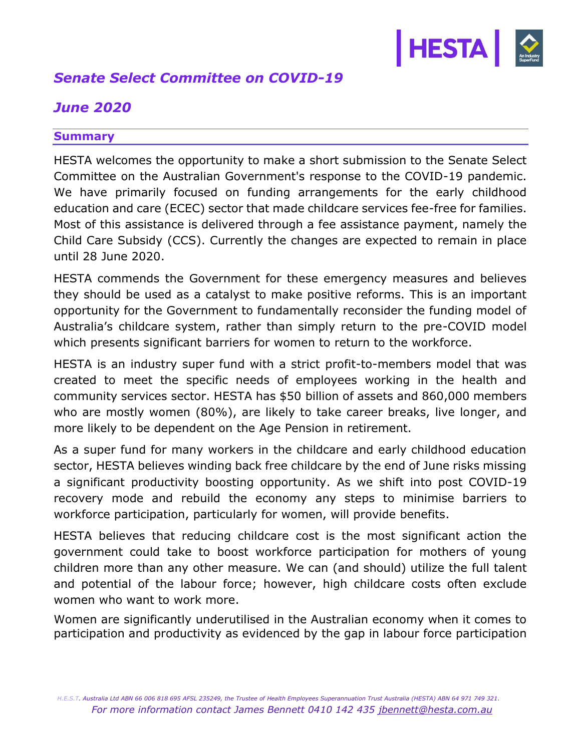# *Senate Select Committee on COVID-19*

## *June 2020*

### Summary

HESTA welcomes the opportunity to make a short submission to the Senate Select Committee on the Australian Government's response to the COVID-19 pandemic. We have primarily focused on funding arrangements for the early childhood education and care (ECEC) sector that made childcare services fee-free for families. Most of this assistance is delivered through a fee assistance payment, namely the Child Care Subsidy (CCS). Currently the changes are expected to remain in place until 28 June 2020.

HESTA commends the Government for these emergency measures and believes they should be used as a catalyst to make positive reforms. This is an important opportunity for the Government to fundamentally reconsider the funding model of Australia's childcare system, rather than simply return to the pre-COVID model which presents significant barriers for women to return to the workforce.

HESTA is an industry super fund with a strict profit-to-members model that was created to meet the specific needs of employees working in the health and community services sector. HESTA has $50 billion of assets and 860,000 members who are mostly women (80%), are likely to take career breaks, live longer, and more likely to be dependent on the Age Pension in retirement.

As a super fund for many workers in the childcare and early childhood education sector, HESTA believes winding back free childcare by the end of June risks missing a significant productivity boosting opportunity. As we shift into post COVID-19 recovery mode and rebuild the economy any steps to minimise barriers to workforce participation, particularly for women, will provide benefits.

HESTA believes that reducing childcare cost is the most significant action the government could take to boost workforce participation for mothers of young children more than any other measure. We can (and should) utilize the full talent and potential of the labour force; however, high childcare costs often exclude women who want to work more.

Women are significantly underutilised in the Australian economy when it comes to participation and productivity as evidenced by the gap in labour force participation

*H.E.S.T. Australia Ltd ABN 66 006 818 695 AFSL 235249, the Trustee of Health Employees Superannuation Trust Australia (HESTA) ABN 64 971 749 321.*
*For more information contact James Bennett 0410 142 435 jbennett@hesta.com.au*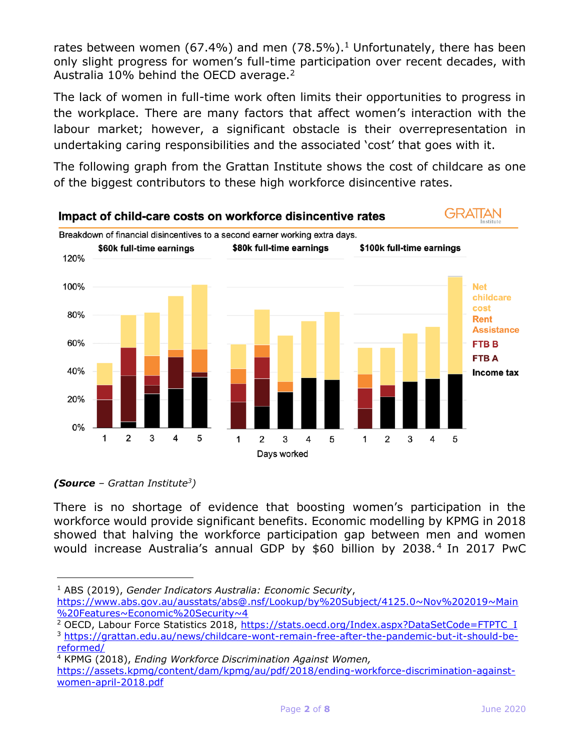rates between women (67.4%) and men (78.5%).[1] Unfortunately, there has been only slight progress for women's full-time participation over recent decades, with Australia 10% behind the OECD average.[2]

The lack of women in full-time work often limits their opportunities to progress in the workplace. There are many factors that affect women's interaction with the labour market; however, a significant obstacle is their overrepresentation in undertaking caring responsibilities and the associated 'cost' that goes with it.

The following graph from the Grattan Institute shows the cost of childcare as one of the biggest contributors to these high workforce disincentive rates.

**Impact of child-care costs on workforce disincentive rates**

Breakdown of financial disincentives to a second earner working extra days.

*(**Source** – Grattan Institute[3])*

There is no shortage of evidence that boosting women's participation in the workforce would provide significant benefits. Economic modelling by KPMG in 2018 showed that halving the workforce participation gap between men and women would increase Australia's annual GDP by $60 billion by 2038.[4] In 2017 PwC

---

[1] ABS (2019), *Gender Indicators Australia: Economic Security*, https://www.abs.gov.au/ausstats/abs@.nsf/Lookup/by%20Subject/4125.0~Nov%202019~Main%20Features~Economic%20Security~4

[2] OECD, Labour Force Statistics 2018, https://stats.oecd.org/Index.aspx?DataSetCode=FTPTC_I

[3] https://grattan.edu.au/news/childcare-wont-remain-free-after-the-pandemic-but-it-should-be-reformed/

[4] KPMG (2018), *Ending Workforce Discrimination Against Women*, https://assets.kpmg/content/dam/kpmg/au/pdf/2018/ending-workforce-discrimination-against-women-april-2018.pdf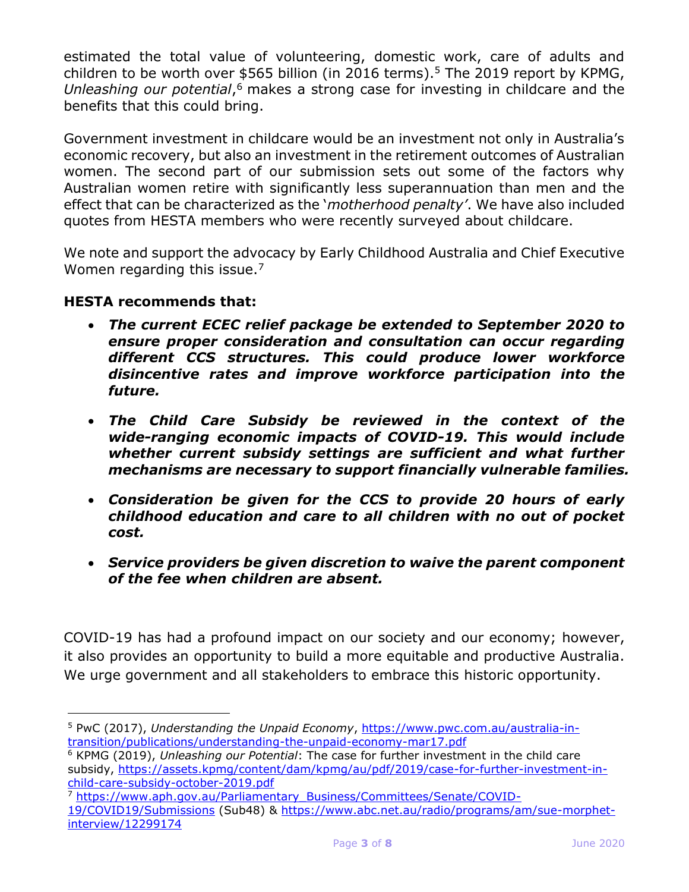estimated the total value of volunteering, domestic work, care of adults and children to be worth over $565 billion (in 2016 terms).[5] The 2019 report by KPMG, *Unleashing our potential*,[6] makes a strong case for investing in childcare and the benefits that this could bring.

Government investment in childcare would be an investment not only in Australia's economic recovery, but also an investment in the retirement outcomes of Australian women. The second part of our submission sets out some of the factors why Australian women retire with significantly less superannuation than men and the effect that can be characterized as the '*motherhood penalty'*. We have also included quotes from HESTA members who were recently surveyed about childcare.

We note and support the advocacy by Early Childhood Australia and Chief Executive Women regarding this issue.[7]

**HESTA recommends that:**

- ***The current ECEC relief package be extended to September 2020 to ensure proper consideration and consultation can occur regarding different CCS structures. This could produce lower workforce disincentive rates and improve workforce participation into the future.***
- ***The Child Care Subsidy be reviewed in the context of the wide-ranging economic impacts of COVID-19. This would include whether current subsidy settings are sufficient and what further mechanisms are necessary to support financially vulnerable families.***
- ***Consideration be given for the CCS to provide 20 hours of early childhood education and care to all children with no out of pocket cost.***
- ***Service providers be given discretion to waive the parent component of the fee when children are absent.***

COVID-19 has had a profound impact on our society and our economy; however, it also provides an opportunity to build a more equitable and productive Australia. We urge government and all stakeholders to embrace this historic opportunity.

---

[5] PwC (2017), *Understanding the Unpaid Economy*, https://www.pwc.com.au/australia-in-transition/publications/understanding-the-unpaid-economy-mar17.pdf

[6] KPMG (2019), *Unleashing our Potential*: The case for further investment in the child care subsidy, https://assets.kpmg/content/dam/kpmg/au/pdf/2019/case-for-further-investment-in-child-care-subsidy-october-2019.pdf

[7] https://www.aph.gov.au/Parliamentary_Business/Committees/Senate/COVID-19/COVID19/Submissions (Sub48) & https://www.abc.net.au/radio/programs/am/sue-morphet-interview/12299174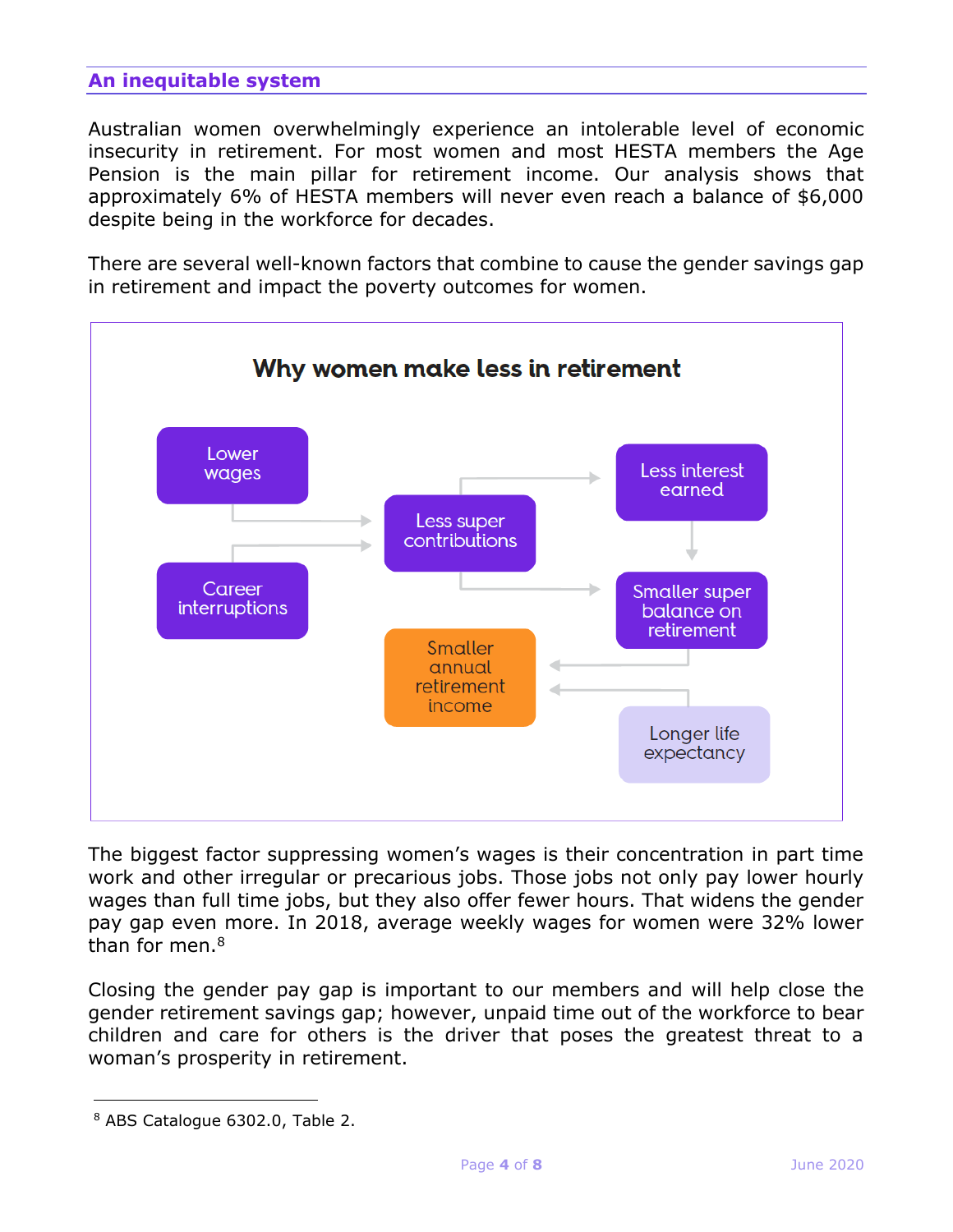## An inequitable system

Australian women overwhelmingly experience an intolerable level of economic insecurity in retirement. For most women and most HESTA members the Age Pension is the main pillar for retirement income. Our analysis shows that approximately 6% of HESTA members will never even reach a balance of $6,000 despite being in the workforce for decades.

There are several well-known factors that combine to cause the gender savings gap in retirement and impact the poverty outcomes for women.

**Why women make less in retirement**

- Lower wages → Less super contributions
- Career interruptions → Less super contributions
- Less super contributions → Less interest earned
- Less super contributions → Smaller super balance on retirement
- Less interest earned → Smaller super balance on retirement
- Smaller super balance on retirement → Smaller annual retirement income
- Longer life expectancy → Smaller annual retirement income

The biggest factor suppressing women's wages is their concentration in part time work and other irregular or precarious jobs. Those jobs not only pay lower hourly wages than full time jobs, but they also offer fewer hours. That widens the gender pay gap even more. In 2018, average weekly wages for women were 32% lower than for men.[8]

Closing the gender pay gap is important to our members and will help close the gender retirement savings gap; however, unpaid time out of the workforce to bear children and care for others is the driver that poses the greatest threat to a woman's prosperity in retirement.

---

[8] ABS Catalogue 6302.0, Table 2.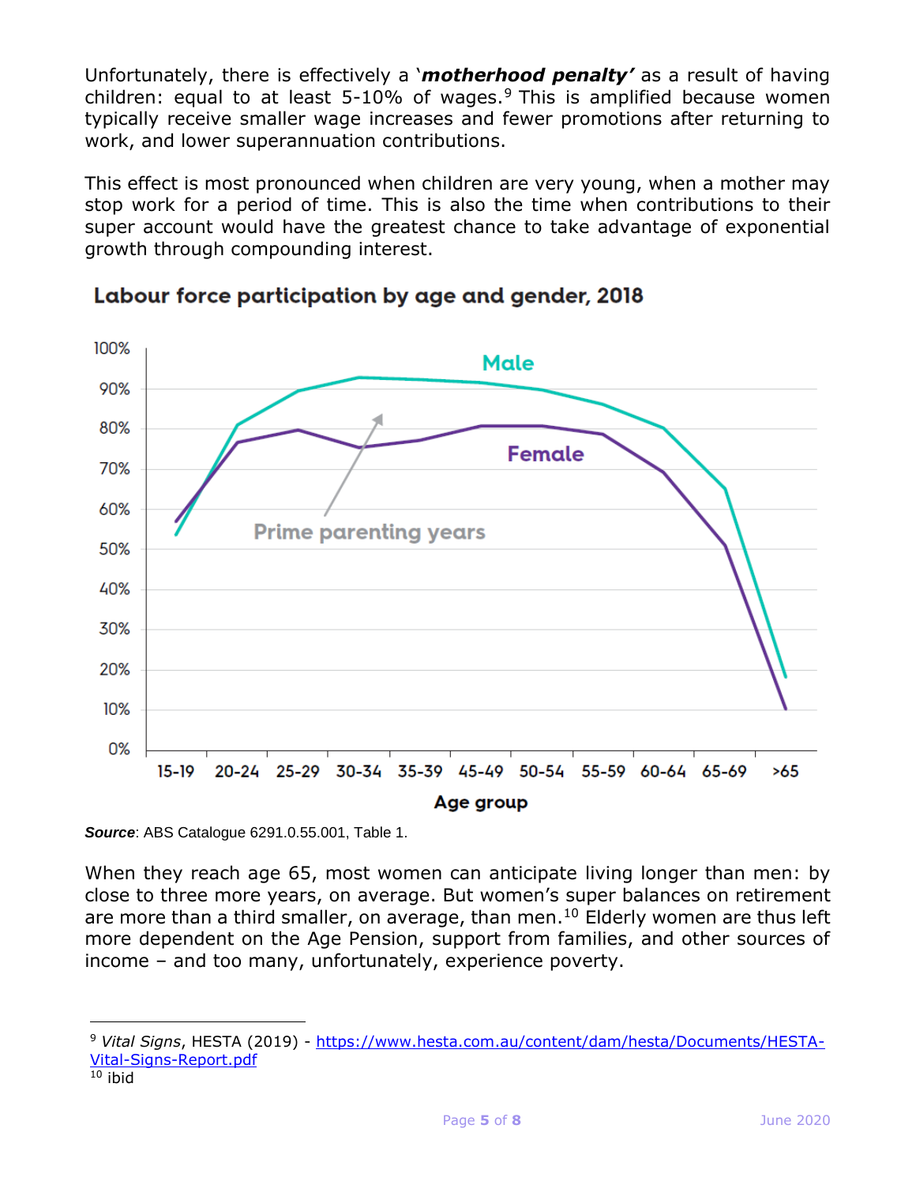Unfortunately, there is effectively a '***motherhood penalty'*** as a result of having children: equal to at least 5-10% of wages.[9] This is amplified because women typically receive smaller wage increases and fewer promotions after returning to work, and lower superannuation contributions.

This effect is most pronounced when children are very young, when a mother may stop work for a period of time. This is also the time when contributions to their super account would have the greatest chance to take advantage of exponential growth through compounding interest.

**Labour force participation by age and gender, 2018**

***Source***: ABS Catalogue 6291.0.55.001, Table 1.

When they reach age 65, most women can anticipate living longer than men: by close to three more years, on average. But women's super balances on retirement are more than a third smaller, on average, than men.[10] Elderly women are thus left more dependent on the Age Pension, support from families, and other sources of income – and too many, unfortunately, experience poverty.

---

[9] *Vital Signs*, HESTA (2019) - https://www.hesta.com.au/content/dam/hesta/Documents/HESTA-Vital-Signs-Report.pdf

[10] ibid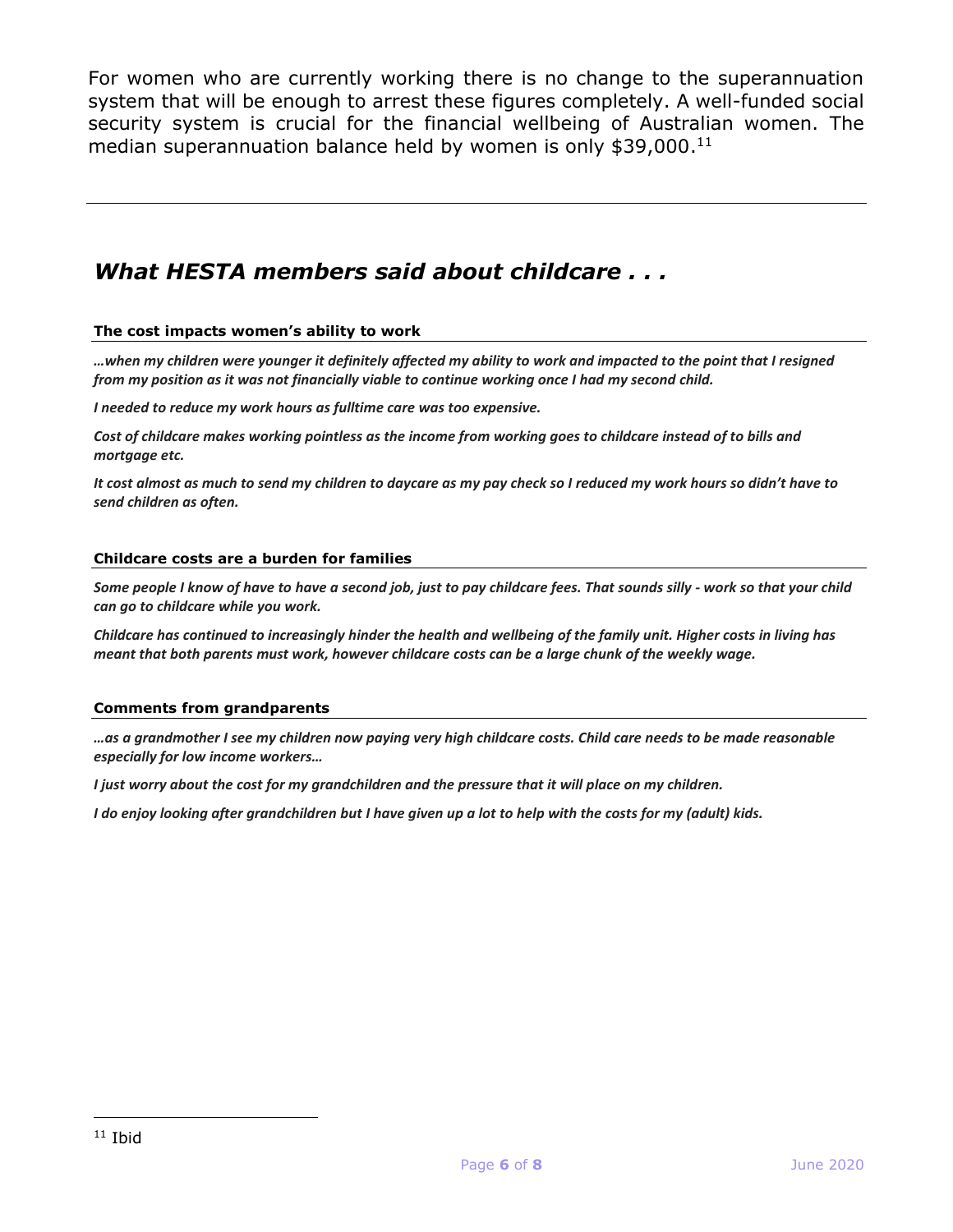For women who are currently working there is no change to the superannuation system that will be enough to arrest these figures completely. A well-funded social security system is crucial for the financial wellbeing of Australian women. The median superannuation balance held by women is only $39,000.[11]

---

## *What HESTA members said about childcare . . .*

**The cost impacts women's ability to work**

***…when my children were younger it definitely affected my ability to work and impacted to the point that I resigned from my position as it was not financially viable to continue working once I had my second child.***

***I needed to reduce my work hours as fulltime care was too expensive.***

***Cost of childcare makes working pointless as the income from working goes to childcare instead of to bills and mortgage etc.***

***It cost almost as much to send my children to daycare as my pay check so I reduced my work hours so didn't have to send children as often.***

**Childcare costs are a burden for families**

***Some people I know of have to have a second job, just to pay childcare fees. That sounds silly - work so that your child can go to childcare while you work.***

***Childcare has continued to increasingly hinder the health and wellbeing of the family unit. Higher costs in living has meant that both parents must work, however childcare costs can be a large chunk of the weekly wage.***

**Comments from grandparents**

***…as a grandmother I see my children now paying very high childcare costs. Child care needs to be made reasonable especially for low income workers…***

***I just worry about the cost for my grandchildren and the pressure that it will place on my children.***

***I do enjoy looking after grandchildren but I have given up a lot to help with the costs for my (adult) kids.***

---

[11] Ibid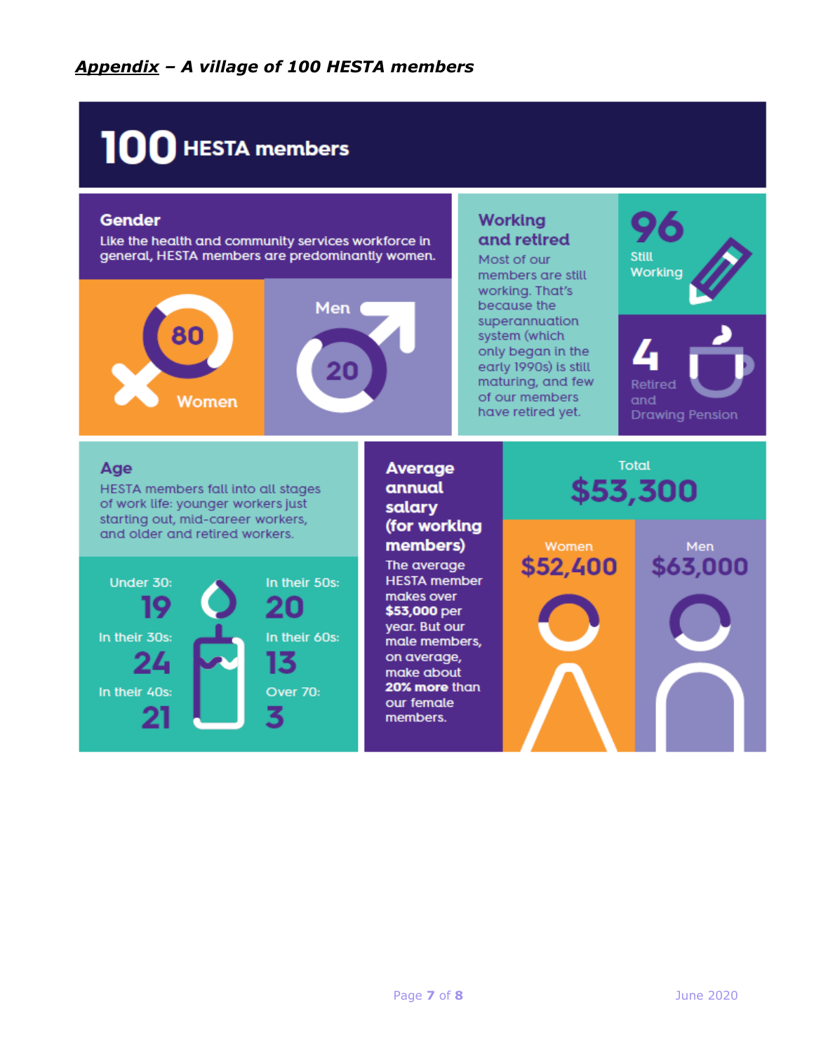***Appendix* – A village of 100 HESTA members**

# 100 HESTA members

## Gender

Like the health and community services workforce in general, HESTA members are predominantly women.

80 Women

Men 20

## Working and retired

Most of our members are still working. That's because the superannuation system (which only began in the early 1990s) is still maturing, and few of our members have retired yet.

96 Still Working

4 Retired and Drawing Pension

## Age

HESTA members fall into all stages of work life: younger workers just starting out, mid-career workers, and older and retired workers.

- Under 30: 19
- In their 30s: 24
- In their 40s: 21
- In their 50s: 20
- In their 60s: 13
- Over 70: 3

## Average annual salary (for working members)

The average HESTA member makes over **$53,000** per year. But our male members, on average, make about **20% more** than our female members.

Total **$53,300**

Women **$52,400**

Men **$63,000**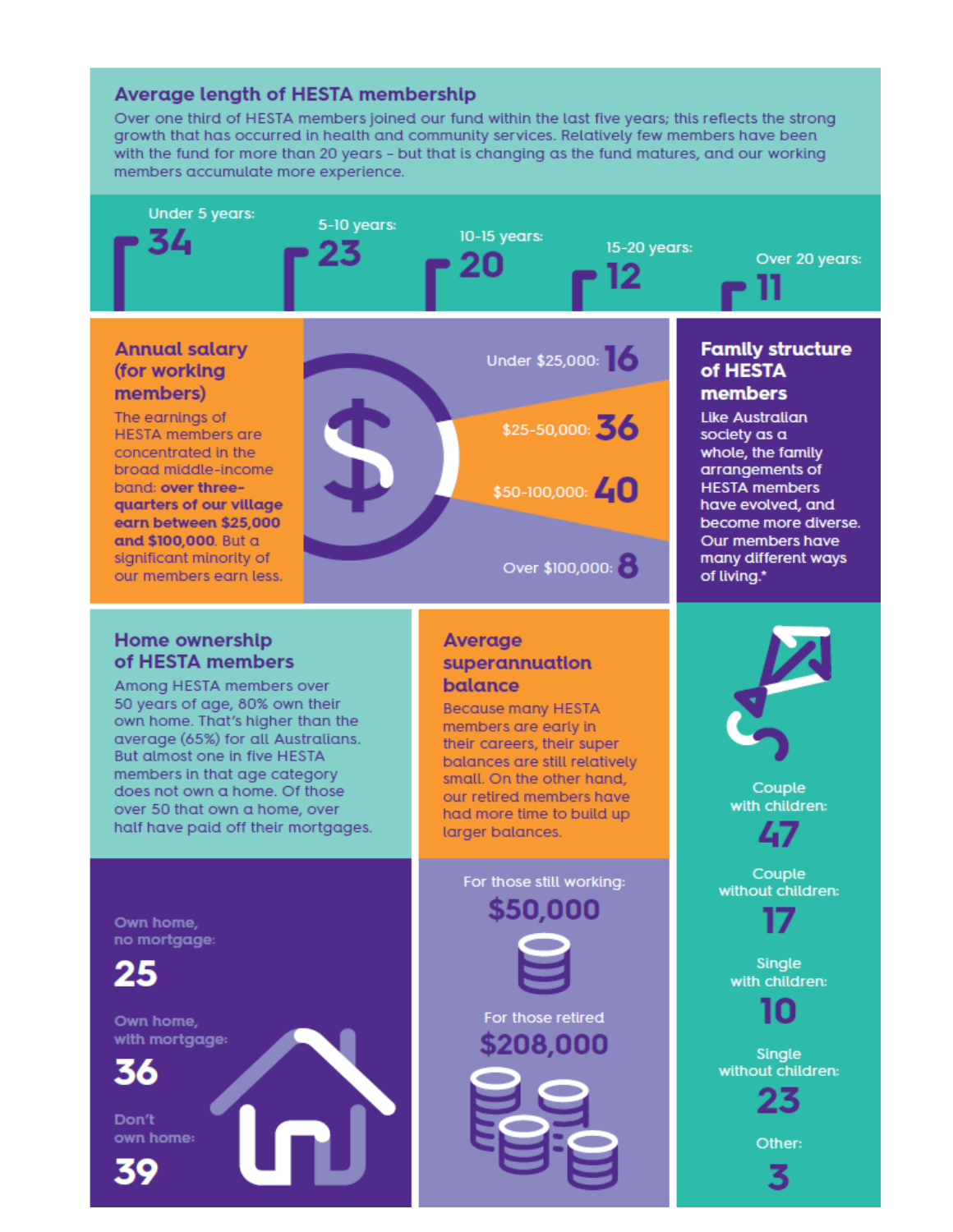## Average length of HESTA membership

Over one third of HESTA members joined our fund within the last five years; this reflects the strong growth that has occurred in health and community services. Relatively few members have been with the fund for more than 20 years – but that is changing as the fund matures, and our working members accumulate more experience.

Under 5 years: 34

5-10 years: 23

10-15 years: 20

15-20 years: 12

Over 20 years: 11

## Annual salary (for working members)

The earnings of HESTA members are concentrated in the broad middle-income band: **over three-quarters of our village earn between $25,000 and $100,000**. But a significant minority of our members earn less.

Under $25,000: 16

$25-50,000: 36

$50-100,000: 40

Over $100,000: 8

## Family structure of HESTA members

Like Australian society as a whole, the family arrangements of HESTA members have evolved, and become more diverse. Our members have many different ways of living.*

Couple with children: 47

Couple without children: 17

Single with children: 10

Single without children: 23

Other: 3

## Home ownership of HESTA members

Among HESTA members over 50 years of age, 80% own their own home. That's higher than the average (65%) for all Australians. But almost one in five HESTA members in that age category does not own a home. Of those over 50 that own a home, over half have paid off their mortgages.

Own home, no mortgage: 25

Own home, with mortgage: 36

Don't own home: 39

## Average superannuation balance

Because many HESTA members are early in their careers, their super balances are still relatively small. On the other hand, our retired members have had more time to build up larger balances.

For those still working: $50,000

For those retired: $208,000